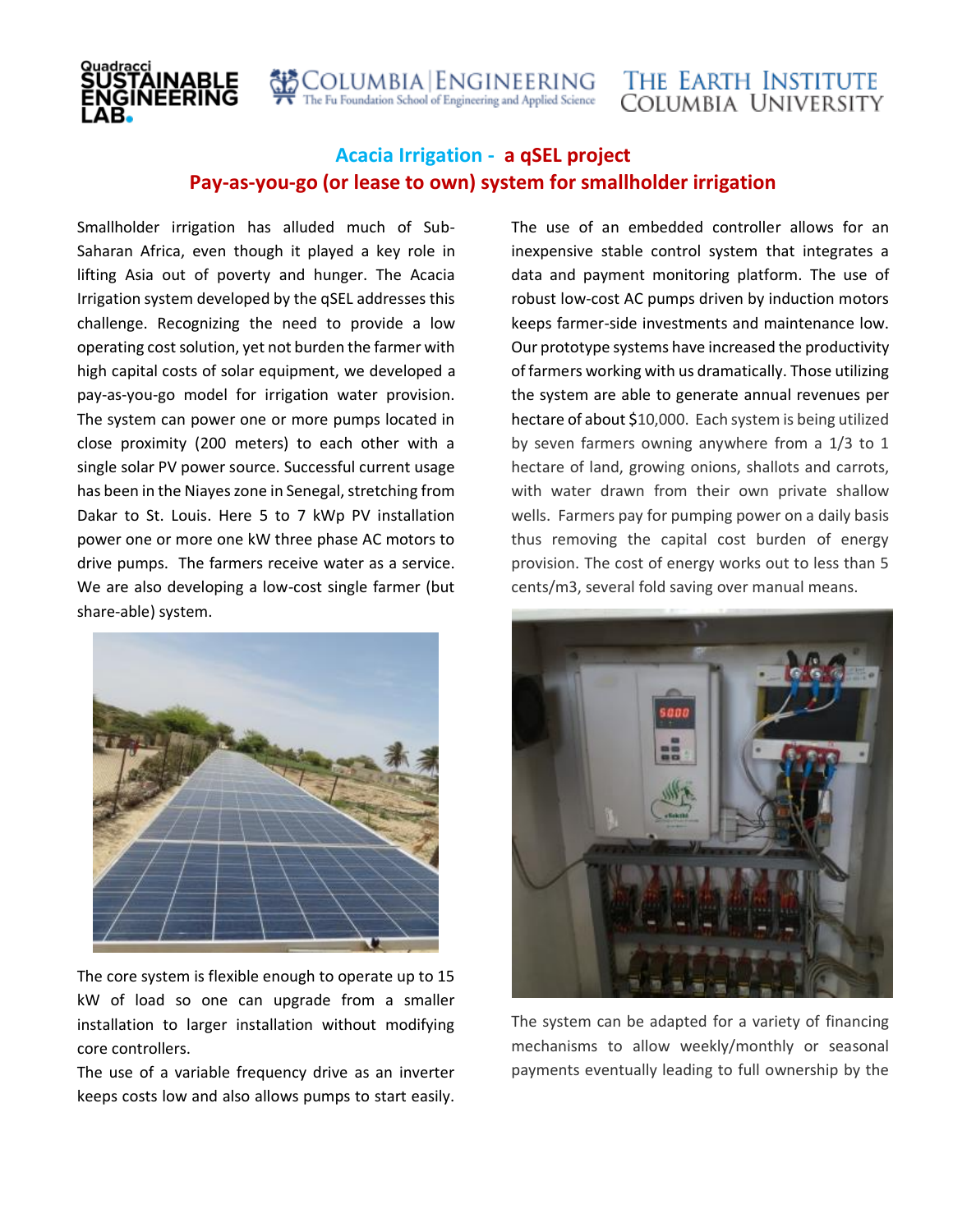Quadracci SUSTAINABLE ENGINEERING LAB

COLUMBIA | ENGINEERING The Fu Foundation School of Engineering and Applied Science

THE EARTH INSTITUTE COLUMBIA UNIVERSITY

## Acacia Irrigation - a qSEL project

## Pay-as-you-go (or lease to own) system for smallholder irrigation

Smallholder irrigation has alluded much of Sub-Saharan Africa, even though it played a key role in lifting Asia out of poverty and hunger. The Acacia Irrigation system developed by the qSEL addresses this challenge. Recognizing the need to provide a low operating cost solution, yet not burden the farmer with high capital costs of solar equipment, we developed a pay-as-you-go model for irrigation water provision. The system can power one or more pumps located in close proximity (200 meters) to each other with a single solar PV power source. Successful current usage has been in the Niayes zone in Senegal, stretching from Dakar to St. Louis. Here 5 to 7 kWp PV installation power one or more one kW three phase AC motors to drive pumps. The farmers receive water as a service. We are also developing a low-cost single farmer (but share-able) system.

The core system is flexible enough to operate up to 15 kW of load so one can upgrade from a smaller installation to larger installation without modifying core controllers.

The use of a variable frequency drive as an inverter keeps costs low and also allows pumps to start easily.

The use of an embedded controller allows for an inexpensive stable control system that integrates a data and payment monitoring platform. The use of robust low-cost AC pumps driven by induction motors keeps farmer-side investments and maintenance low. Our prototype systems have increased the productivity of farmers working with us dramatically. Those utilizing the system are able to generate annual revenues per hectare of about $10,000. Each system is being utilized by seven farmers owning anywhere from a 1/3 to 1 hectare of land, growing onions, shallots and carrots, with water drawn from their own private shallow wells. Farmers pay for pumping power on a daily basis thus removing the capital cost burden of energy provision. The cost of energy works out to less than 5 cents/m3, several fold saving over manual means.

The system can be adapted for a variety of financing mechanisms to allow weekly/monthly or seasonal payments eventually leading to full ownership by the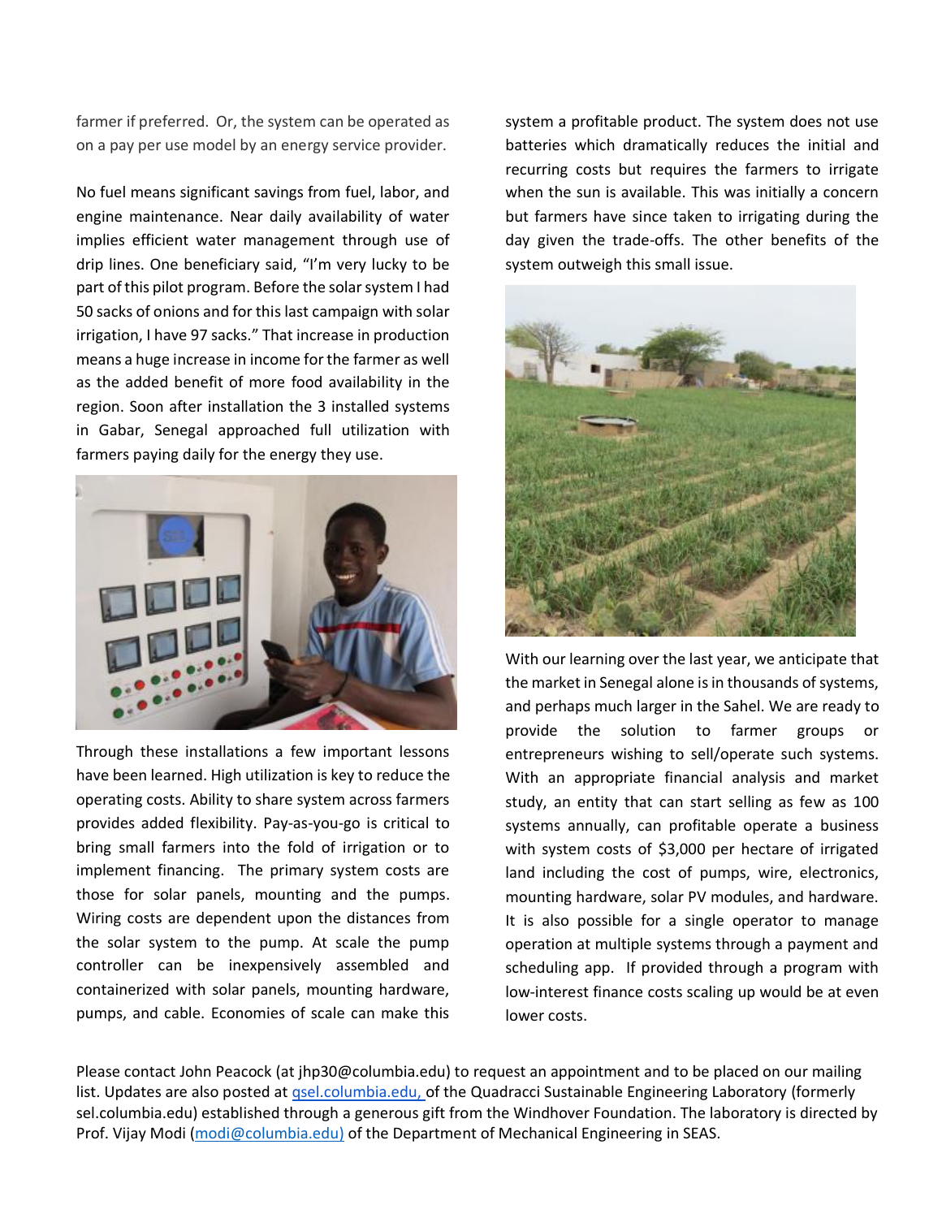farmer if preferred. Or, the system can be operated as on a pay per use model by an energy service provider.

No fuel means significant savings from fuel, labor, and engine maintenance. Near daily availability of water implies efficient water management through use of drip lines. One beneficiary said, "I'm very lucky to be part of this pilot program. Before the solar system I had 50 sacks of onions and for this last campaign with solar irrigation, I have 97 sacks." That increase in production means a huge increase in income for the farmer as well as the added benefit of more food availability in the region. Soon after installation the 3 installed systems in Gabar, Senegal approached full utilization with farmers paying daily for the energy they use.

Through these installations a few important lessons have been learned. High utilization is key to reduce the operating costs. Ability to share system across farmers provides added flexibility. Pay-as-you-go is critical to bring small farmers into the fold of irrigation or to implement financing. The primary system costs are those for solar panels, mounting and the pumps. Wiring costs are dependent upon the distances from the solar system to the pump. At scale the pump controller can be inexpensively assembled and containerized with solar panels, mounting hardware, pumps, and cable. Economies of scale can make this system a profitable product. The system does not use batteries which dramatically reduces the initial and recurring costs but requires the farmers to irrigate when the sun is available. This was initially a concern but farmers have since taken to irrigating during the day given the trade-offs. The other benefits of the system outweigh this small issue.

With our learning over the last year, we anticipate that the market in Senegal alone is in thousands of systems, and perhaps much larger in the Sahel. We are ready to provide the solution to farmer groups or entrepreneurs wishing to sell/operate such systems. With an appropriate financial analysis and market study, an entity that can start selling as few as 100 systems annually, can profitable operate a business with system costs of $3,000 per hectare of irrigated land including the cost of pumps, wire, electronics, mounting hardware, solar PV modules, and hardware. It is also possible for a single operator to manage operation at multiple systems through a payment and scheduling app. If provided through a program with low-interest finance costs scaling up would be at even lower costs.

Please contact John Peacock (at jhp30@columbia.edu) to request an appointment and to be placed on our mailing list. Updates are also posted at qsel.columbia.edu, of the Quadracci Sustainable Engineering Laboratory (formerly sel.columbia.edu) established through a generous gift from the Windhover Foundation. The laboratory is directed by Prof. Vijay Modi (modi@columbia.edu) of the Department of Mechanical Engineering in SEAS.